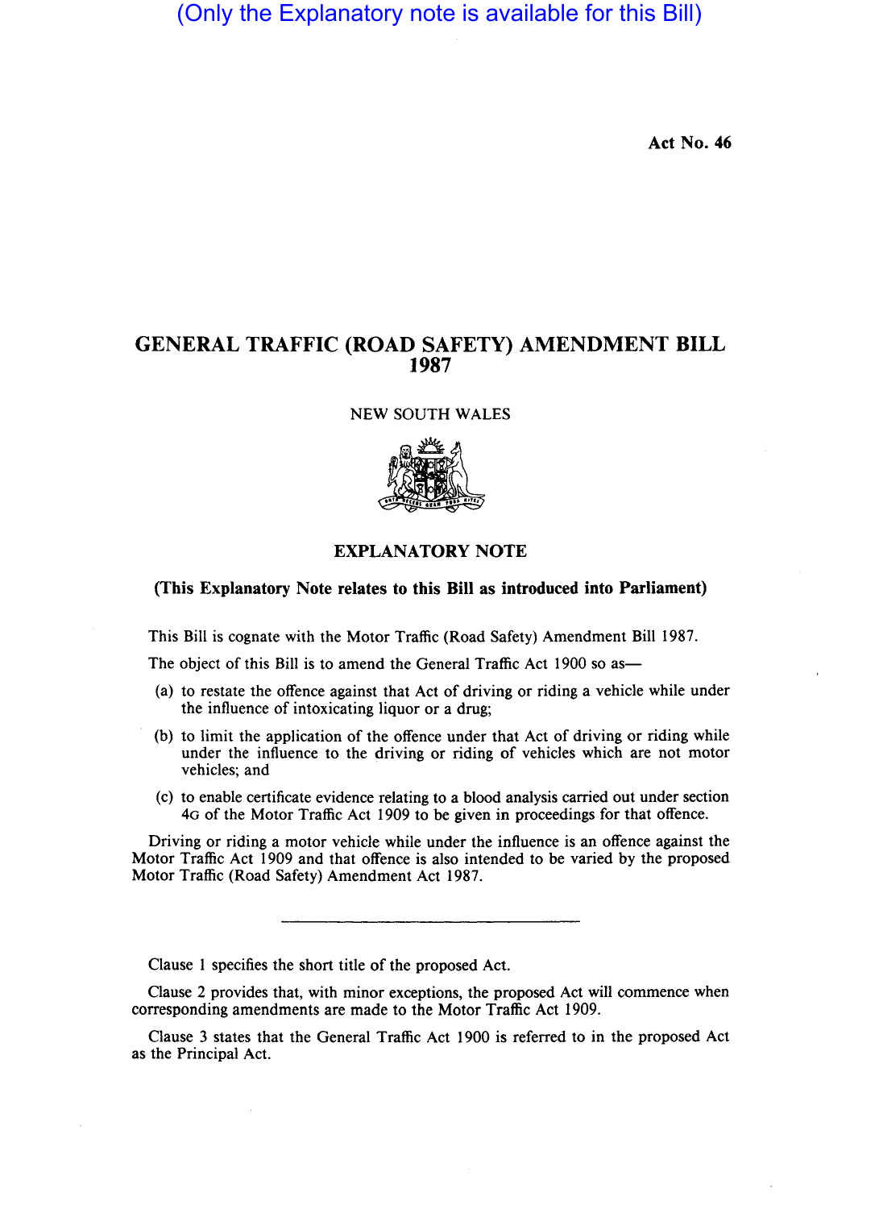(Only the Explanatory note is available for this Bill)

**Act No. 46**

# GENERAL TRAFFIC (ROAD SAFETY) AMENDMENT BILL 1987

NEW SOUTH WALES

## EXPLANATORY NOTE

**(This Explanatory Note relates to this Bill as introduced into Parliament)**

This Bill is cognate with the Motor Traffic (Road Safety) Amendment Bill 1987.

The object of this Bill is to amend the General Traffic Act 1900 so as—

(a) to restate the offence against that Act of driving or riding a vehicle while under the influence of intoxicating liquor or a drug;

(b) to limit the application of the offence under that Act of driving or riding while under the influence to the driving or riding of vehicles which are not motor vehicles; and

(c) to enable certificate evidence relating to a blood analysis carried out under section 4G of the Motor Traffic Act 1909 to be given in proceedings for that offence.

Driving or riding a motor vehicle while under the influence is an offence against the Motor Traffic Act 1909 and that offence is also intended to be varied by the proposed Motor Traffic (Road Safety) Amendment Act 1987.

---

Clause 1 specifies the short title of the proposed Act.

Clause 2 provides that, with minor exceptions, the proposed Act will commence when corresponding amendments are made to the Motor Traffic Act 1909.

Clause 3 states that the General Traffic Act 1900 is referred to in the proposed Act as the Principal Act.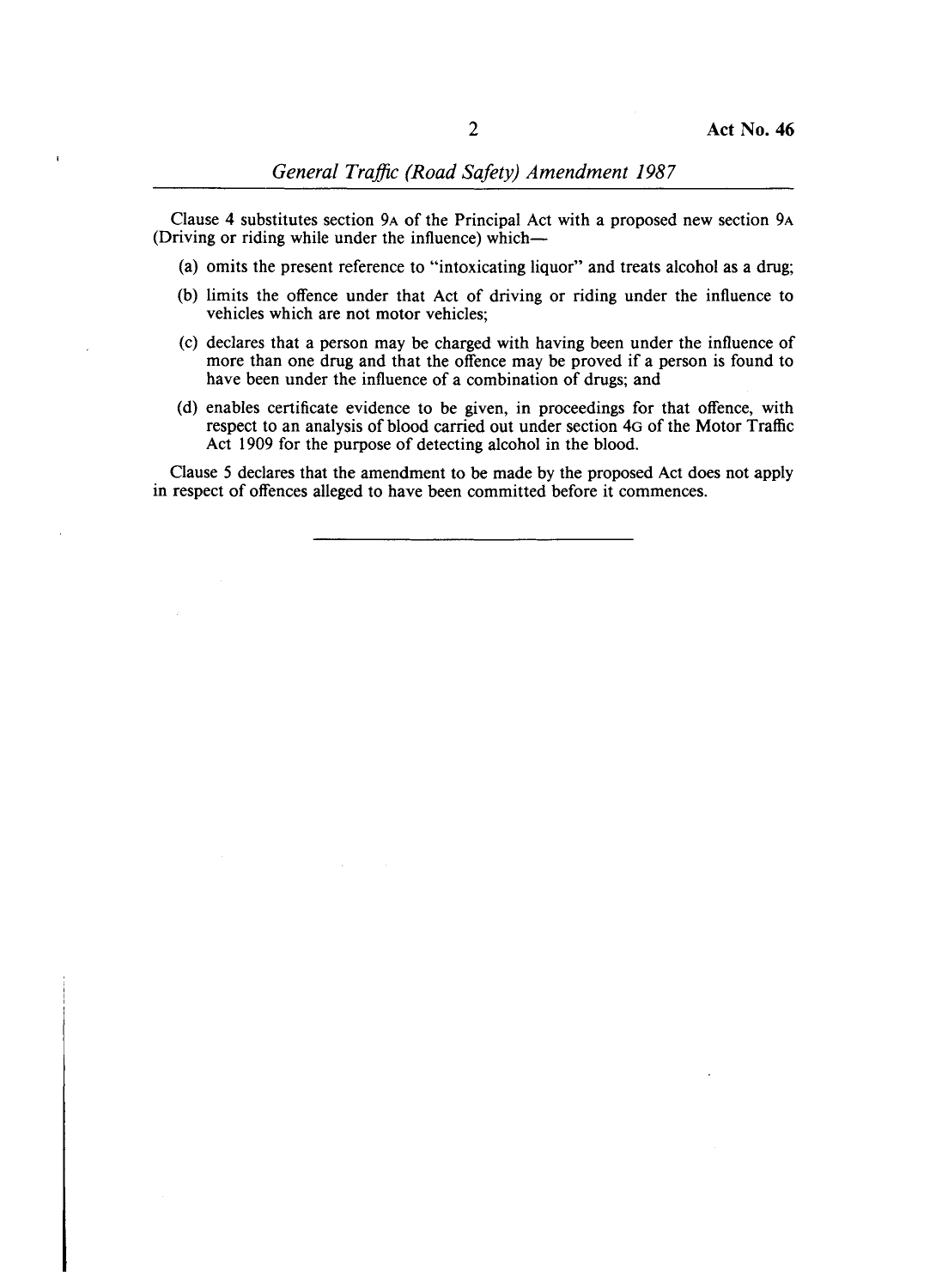Clause 4 substitutes section 9A of the Principal Act with a proposed new section 9A (Driving or riding while under the influence) which—

(a) omits the present reference to "intoxicating liquor" and treats alcohol as a drug;

(b) limits the offence under that Act of driving or riding under the influence to vehicles which are not motor vehicles;

(c) declares that a person may be charged with having been under the influence of more than one drug and that the offence may be proved if a person is found to have been under the influence of a combination of drugs; and

(d) enables certificate evidence to be given, in proceedings for that offence, with respect to an analysis of blood carried out under section 4G of the Motor Traffic Act 1909 for the purpose of detecting alcohol in the blood.

Clause 5 declares that the amendment to be made by the proposed Act does not apply in respect of offences alleged to have been committed before it commences.